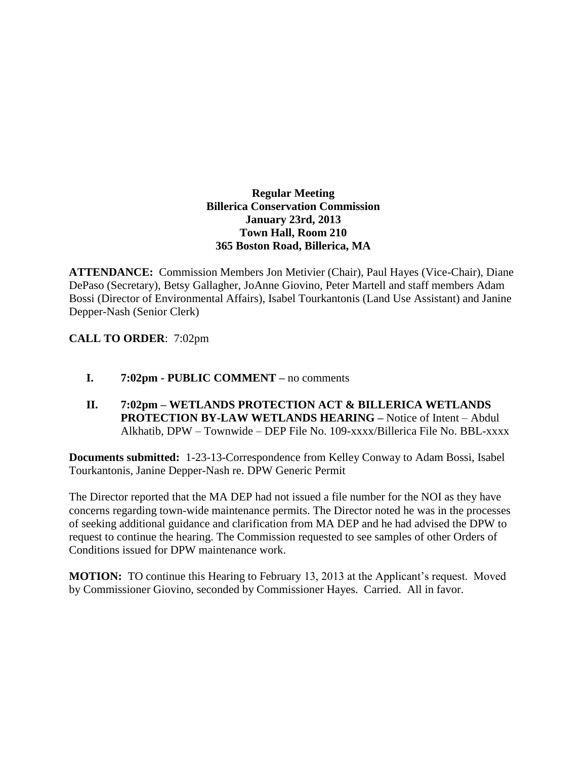**Regular Meeting**
**Billerica Conservation Commission**
**January 23rd, 2013**
**Town Hall, Room 210**
**365 Boston Road, Billerica, MA**

**ATTENDANCE:** Commission Members Jon Metivier (Chair), Paul Hayes (Vice-Chair), Diane DePaso (Secretary), Betsy Gallagher, JoAnne Giovino, Peter Martell and staff members Adam Bossi (Director of Environmental Affairs), Isabel Tourkantonis (Land Use Assistant) and Janine Depper-Nash (Senior Clerk)

**CALL TO ORDER**: 7:02pm

**I. 7:02pm - PUBLIC COMMENT –** no comments

**II. 7:02pm – WETLANDS PROTECTION ACT & BILLERICA WETLANDS PROTECTION BY-LAW WETLANDS HEARING –** Notice of Intent – Abdul Alkhatib, DPW – Townwide – DEP File No. 109-xxxx/Billerica File No. BBL-xxxx

**Documents submitted:** 1-23-13-Correspondence from Kelley Conway to Adam Bossi, Isabel Tourkantonis, Janine Depper-Nash re. DPW Generic Permit

The Director reported that the MA DEP had not issued a file number for the NOI as they have concerns regarding town-wide maintenance permits. The Director noted he was in the processes of seeking additional guidance and clarification from MA DEP and he had advised the DPW to request to continue the hearing. The Commission requested to see samples of other Orders of Conditions issued for DPW maintenance work.

**MOTION:** TO continue this Hearing to February 13, 2013 at the Applicant's request. Moved by Commissioner Giovino, seconded by Commissioner Hayes. Carried. All in favor.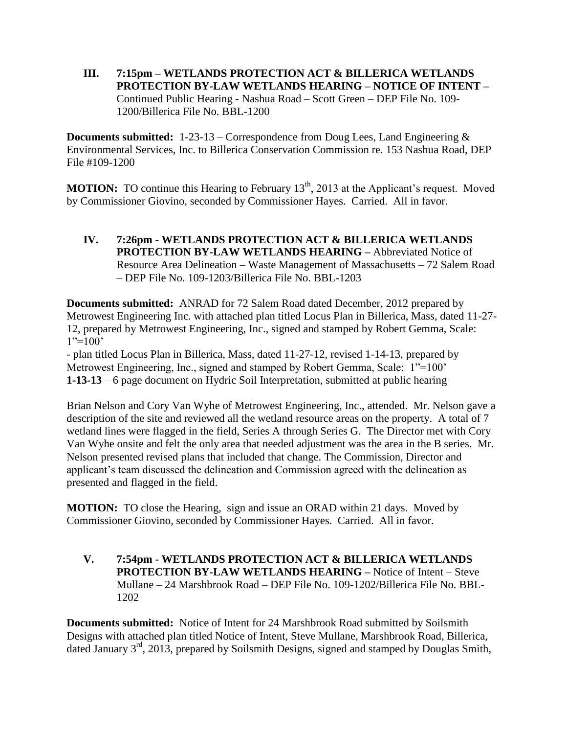**III. 7:15pm – WETLANDS PROTECTION ACT & BILLERICA WETLANDS PROTECTION BY-LAW WETLANDS HEARING – NOTICE OF INTENT –** Continued Public Hearing - Nashua Road – Scott Green – DEP File No. 109-1200/Billerica File No. BBL-1200

**Documents submitted:** 1-23-13 – Correspondence from Doug Lees, Land Engineering & Environmental Services, Inc. to Billerica Conservation Commission re. 153 Nashua Road, DEP File #109-1200

**MOTION:** TO continue this Hearing to February 13th, 2013 at the Applicant's request. Moved by Commissioner Giovino, seconded by Commissioner Hayes. Carried. All in favor.

**IV. 7:26pm - WETLANDS PROTECTION ACT & BILLERICA WETLANDS PROTECTION BY-LAW WETLANDS HEARING –** Abbreviated Notice of Resource Area Delineation – Waste Management of Massachusetts – 72 Salem Road – DEP File No. 109-1203/Billerica File No. BBL-1203

**Documents submitted:** ANRAD for 72 Salem Road dated December, 2012 prepared by Metrowest Engineering Inc. with attached plan titled Locus Plan in Billerica, Mass, dated 11-27-12, prepared by Metrowest Engineering, Inc., signed and stamped by Robert Gemma, Scale: 1"=100'
- plan titled Locus Plan in Billerica, Mass, dated 11-27-12, revised 1-14-13, prepared by Metrowest Engineering, Inc., signed and stamped by Robert Gemma, Scale: 1"=100'
**1-13-13** – 6 page document on Hydric Soil Interpretation, submitted at public hearing

Brian Nelson and Cory Van Wyhe of Metrowest Engineering, Inc., attended. Mr. Nelson gave a description of the site and reviewed all the wetland resource areas on the property. A total of 7 wetland lines were flagged in the field, Series A through Series G. The Director met with Cory Van Wyhe onsite and felt the only area that needed adjustment was the area in the B series. Mr. Nelson presented revised plans that included that change. The Commission, Director and applicant's team discussed the delineation and Commission agreed with the delineation as presented and flagged in the field.

**MOTION:** TO close the Hearing, sign and issue an ORAD within 21 days. Moved by Commissioner Giovino, seconded by Commissioner Hayes. Carried. All in favor.

**V. 7:54pm - WETLANDS PROTECTION ACT & BILLERICA WETLANDS PROTECTION BY-LAW WETLANDS HEARING –** Notice of Intent – Steve Mullane – 24 Marshbrook Road – DEP File No. 109-1202/Billerica File No. BBL-1202

**Documents submitted:** Notice of Intent for 24 Marshbrook Road submitted by Soilsmith Designs with attached plan titled Notice of Intent, Steve Mullane, Marshbrook Road, Billerica, dated January 3rd, 2013, prepared by Soilsmith Designs, signed and stamped by Douglas Smith,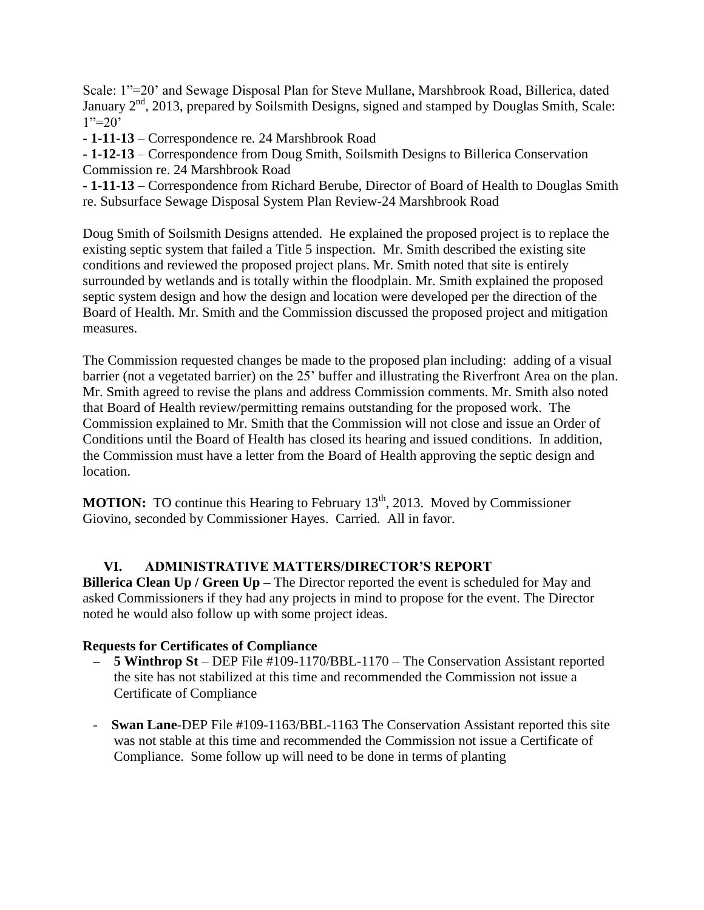Scale: 1"=20' and Sewage Disposal Plan for Steve Mullane, Marshbrook Road, Billerica, dated January 2nd, 2013, prepared by Soilsmith Designs, signed and stamped by Douglas Smith, Scale: 1"=20'

- **1-11-13** – Correspondence re. 24 Marshbrook Road
- **1-12-13** – Correspondence from Doug Smith, Soilsmith Designs to Billerica Conservation Commission re. 24 Marshbrook Road
- **1-11-13** – Correspondence from Richard Berube, Director of Board of Health to Douglas Smith re. Subsurface Sewage Disposal System Plan Review-24 Marshbrook Road

Doug Smith of Soilsmith Designs attended. He explained the proposed project is to replace the existing septic system that failed a Title 5 inspection. Mr. Smith described the existing site conditions and reviewed the proposed project plans. Mr. Smith noted that site is entirely surrounded by wetlands and is totally within the floodplain. Mr. Smith explained the proposed septic system design and how the design and location were developed per the direction of the Board of Health. Mr. Smith and the Commission discussed the proposed project and mitigation measures.

The Commission requested changes be made to the proposed plan including: adding of a visual barrier (not a vegetated barrier) on the 25' buffer and illustrating the Riverfront Area on the plan. Mr. Smith agreed to revise the plans and address Commission comments. Mr. Smith also noted that Board of Health review/permitting remains outstanding for the proposed work. The Commission explained to Mr. Smith that the Commission will not close and issue an Order of Conditions until the Board of Health has closed its hearing and issued conditions. In addition, the Commission must have a letter from the Board of Health approving the septic design and location.

**MOTION:** TO continue this Hearing to February 13th, 2013. Moved by Commissioner Giovino, seconded by Commissioner Hayes. Carried. All in favor.

## VI. ADMINISTRATIVE MATTERS/DIRECTOR'S REPORT

**Billerica Clean Up / Green Up –** The Director reported the event is scheduled for May and asked Commissioners if they had any projects in mind to propose for the event. The Director noted he would also follow up with some project ideas.

### Requests for Certificates of Compliance

- **5 Winthrop St** – DEP File #109-1170/BBL-1170 – The Conservation Assistant reported the site has not stabilized at this time and recommended the Commission not issue a Certificate of Compliance

- **Swan Lane**-DEP File #109-1163/BBL-1163 The Conservation Assistant reported this site was not stable at this time and recommended the Commission not issue a Certificate of Compliance. Some follow up will need to be done in terms of planting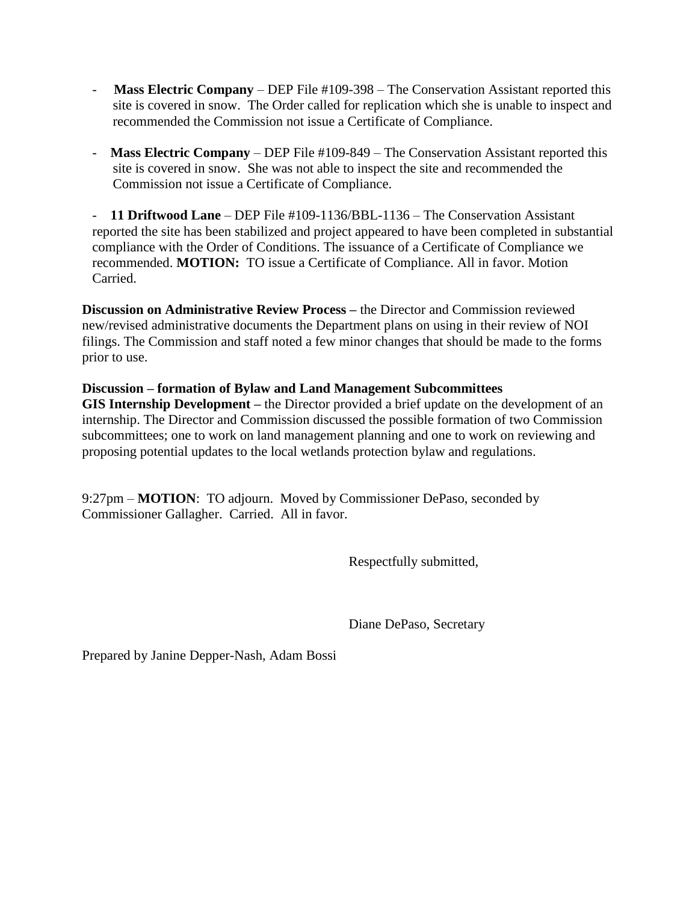- **Mass Electric Company** – DEP File #109-398 – The Conservation Assistant reported this site is covered in snow. The Order called for replication which she is unable to inspect and recommended the Commission not issue a Certificate of Compliance.

- **Mass Electric Company** – DEP File #109-849 – The Conservation Assistant reported this site is covered in snow. She was not able to inspect the site and recommended the Commission not issue a Certificate of Compliance.

- **11 Driftwood Lane** – DEP File #109-1136/BBL-1136 – The Conservation Assistant reported the site has been stabilized and project appeared to have been completed in substantial compliance with the Order of Conditions. The issuance of a Certificate of Compliance we recommended. **MOTION:** TO issue a Certificate of Compliance. All in favor. Motion Carried.

**Discussion on Administrative Review Process –** the Director and Commission reviewed new/revised administrative documents the Department plans on using in their review of NOI filings. The Commission and staff noted a few minor changes that should be made to the forms prior to use.

**Discussion – formation of Bylaw and Land Management Subcommittees**
**GIS Internship Development –** the Director provided a brief update on the development of an internship. The Director and Commission discussed the possible formation of two Commission subcommittees; one to work on land management planning and one to work on reviewing and proposing potential updates to the local wetlands protection bylaw and regulations.

9:27pm – **MOTION**: TO adjourn. Moved by Commissioner DePaso, seconded by Commissioner Gallagher. Carried. All in favor.

Respectfully submitted,

Diane DePaso, Secretary

Prepared by Janine Depper-Nash, Adam Bossi